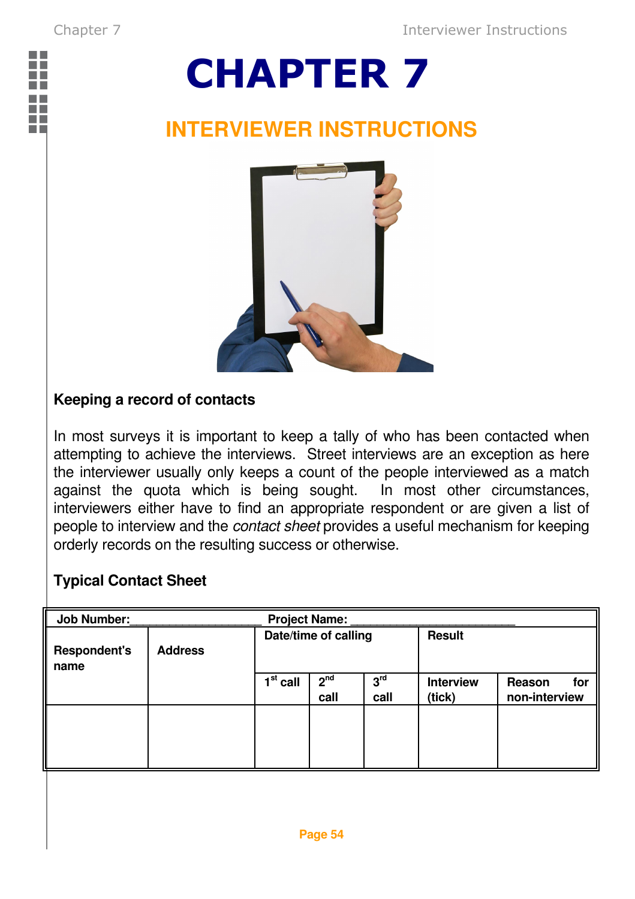# CHAPTER 7

## INTERVIEWER INSTRUCTIONS

### Keeping a record of contacts

In most surveys it is important to keep a tally of who has been contacted when attempting to achieve the interviews. Street interviews are an exception as here the interviewer usually only keeps a count of the people interviewed as a match against the quota which is being sought. In most other circumstances, interviewers either have to find an appropriate respondent or are given a list of people to interview and the *contact sheet* provides a useful mechanism for keeping orderly records on the resulting success or otherwise.

### Typical Contact Sheet

| Job Number:____________________ | | Project Name: _________________________ | | | | |
|---|---|---|---|---|---|---|
| **Respondent's name** | **Address** | **Date/time of calling** | | | **Result** | |
| | | **1st call** | **2nd call** | **3rd call** | **Interview (tick)** | **Reason for non-interview** |
| | | | | | | |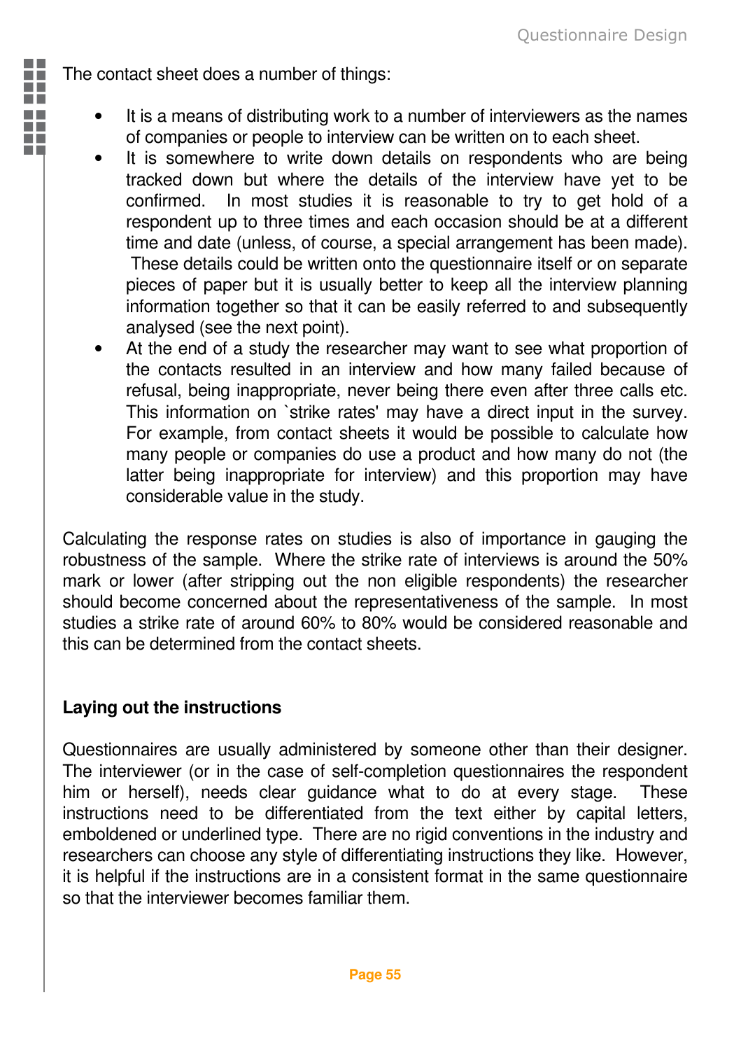The contact sheet does a number of things:

- It is a means of distributing work to a number of interviewers as the names of companies or people to interview can be written on to each sheet.
- It is somewhere to write down details on respondents who are being tracked down but where the details of the interview have yet to be confirmed. In most studies it is reasonable to try to get hold of a respondent up to three times and each occasion should be at a different time and date (unless, of course, a special arrangement has been made). These details could be written onto the questionnaire itself or on separate pieces of paper but it is usually better to keep all the interview planning information together so that it can be easily referred to and subsequently analysed (see the next point).
- At the end of a study the researcher may want to see what proportion of the contacts resulted in an interview and how many failed because of refusal, being inappropriate, never being there even after three calls etc. This information on `strike rates' may have a direct input in the survey. For example, from contact sheets it would be possible to calculate how many people or companies do use a product and how many do not (the latter being inappropriate for interview) and this proportion may have considerable value in the study.

Calculating the response rates on studies is also of importance in gauging the robustness of the sample. Where the strike rate of interviews is around the 50% mark or lower (after stripping out the non eligible respondents) the researcher should become concerned about the representativeness of the sample. In most studies a strike rate of around 60% to 80% would be considered reasonable and this can be determined from the contact sheets.

**Laying out the instructions**

Questionnaires are usually administered by someone other than their designer. The interviewer (or in the case of self-completion questionnaires the respondent him or herself), needs clear guidance what to do at every stage. These instructions need to be differentiated from the text either by capital letters, emboldened or underlined type. There are no rigid conventions in the industry and researchers can choose any style of differentiating instructions they like. However, it is helpful if the instructions are in a consistent format in the same questionnaire so that the interviewer becomes familiar them.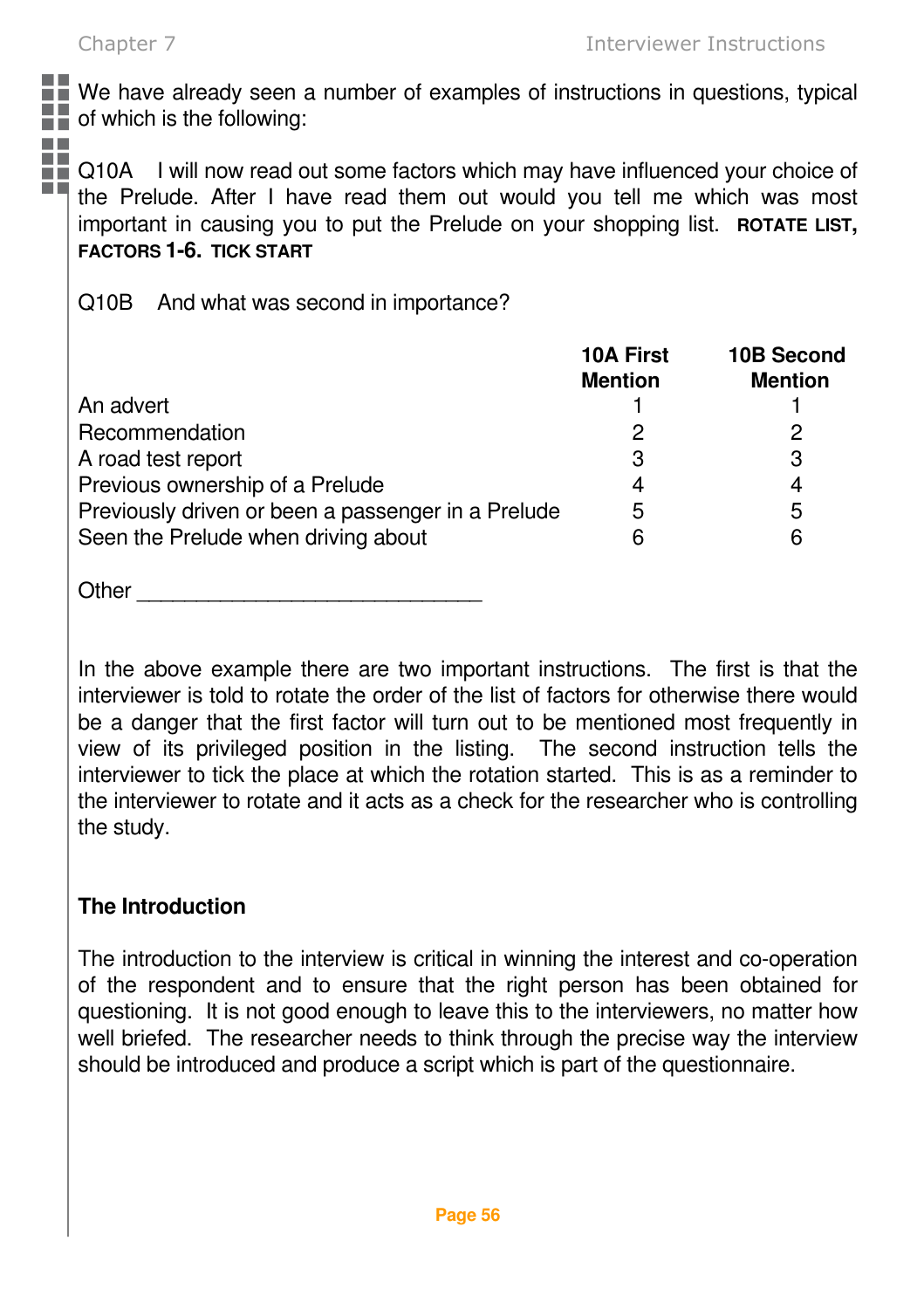We have already seen a number of examples of instructions in questions, typical of which is the following:

Q10A I will now read out some factors which may have influenced your choice of the Prelude. After I have read them out would you tell me which was most important in causing you to put the Prelude on your shopping list. **ROTATE LIST, FACTORS 1-6. TICK START**

Q10B And what was second in importance?

| | 10A First Mention | 10B Second Mention |
|---|---|---|
| An advert | 1 | 1 |
| Recommendation | 2 | 2 |
| A road test report | 3 | 3 |
| Previous ownership of a Prelude | 4 | 4 |
| Previously driven or been a passenger in a Prelude | 5 | 5 |
| Seen the Prelude when driving about | 6 | 6 |

Other ______________________________

In the above example there are two important instructions. The first is that the interviewer is told to rotate the order of the list of factors for otherwise there would be a danger that the first factor will turn out to be mentioned most frequently in view of its privileged position in the listing. The second instruction tells the interviewer to tick the place at which the rotation started. This is as a reminder to the interviewer to rotate and it acts as a check for the researcher who is controlling the study.

**The Introduction**

The introduction to the interview is critical in winning the interest and co-operation of the respondent and to ensure that the right person has been obtained for questioning. It is not good enough to leave this to the interviewers, no matter how well briefed. The researcher needs to think through the precise way the interview should be introduced and produce a script which is part of the questionnaire.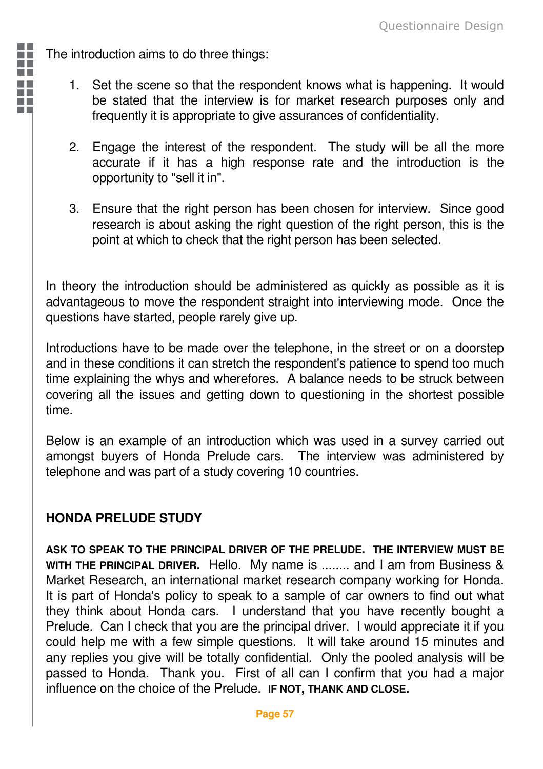The introduction aims to do three things:

1. Set the scene so that the respondent knows what is happening. It would be stated that the interview is for market research purposes only and frequently it is appropriate to give assurances of confidentiality.

2. Engage the interest of the respondent. The study will be all the more accurate if it has a high response rate and the introduction is the opportunity to "sell it in".

3. Ensure that the right person has been chosen for interview. Since good research is about asking the right question of the right person, this is the point at which to check that the right person has been selected.

In theory the introduction should be administered as quickly as possible as it is advantageous to move the respondent straight into interviewing mode. Once the questions have started, people rarely give up.

Introductions have to be made over the telephone, in the street or on a doorstep and in these conditions it can stretch the respondent's patience to spend too much time explaining the whys and wherefores. A balance needs to be struck between covering all the issues and getting down to questioning in the shortest possible time.

Below is an example of an introduction which was used in a survey carried out amongst buyers of Honda Prelude cars. The interview was administered by telephone and was part of a study covering 10 countries.

**HONDA PRELUDE STUDY**

**ASK TO SPEAK TO THE PRINCIPAL DRIVER OF THE PRELUDE. THE INTERVIEW MUST BE WITH THE PRINCIPAL DRIVER.** Hello. My name is ........ and I am from Business & Market Research, an international market research company working for Honda. It is part of Honda's policy to speak to a sample of car owners to find out what they think about Honda cars. I understand that you have recently bought a Prelude. Can I check that you are the principal driver. I would appreciate it if you could help me with a few simple questions. It will take around 15 minutes and any replies you give will be totally confidential. Only the pooled analysis will be passed to Honda. Thank you. First of all can I confirm that you had a major influence on the choice of the Prelude. **IF NOT, THANK AND CLOSE.**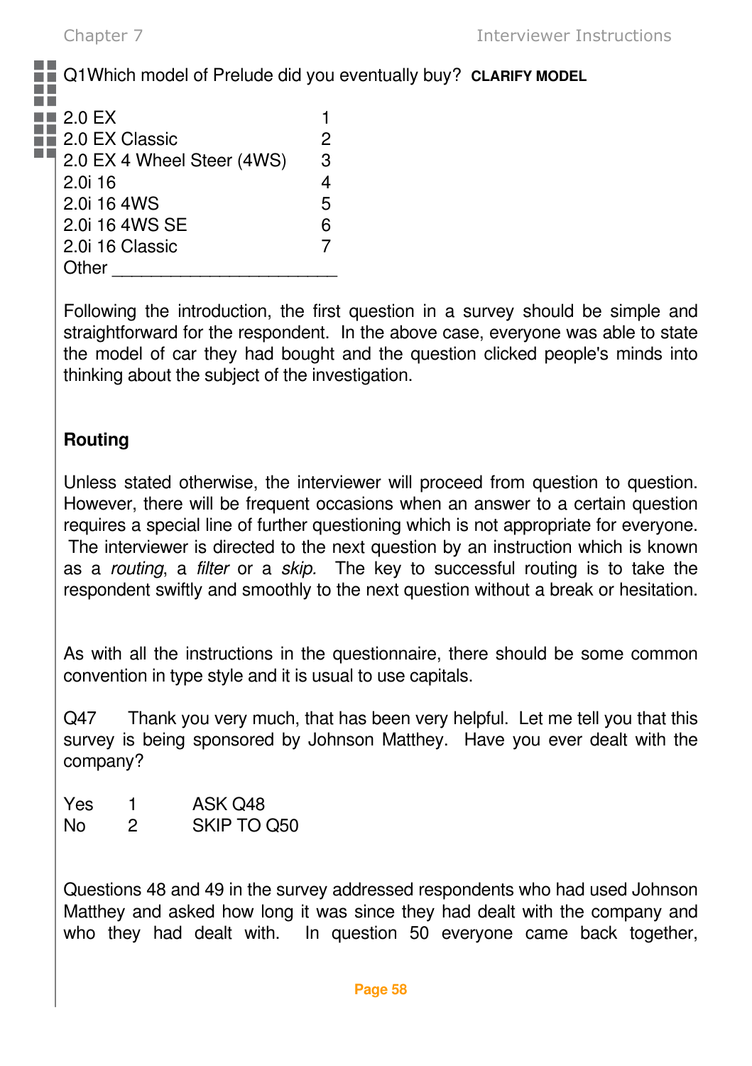Q1Which model of Prelude did you eventually buy? **CLARIFY MODEL**

| | |
|---|---|
| 2.0 EX | 1 |
| 2.0 EX Classic | 2 |
| 2.0 EX 4 Wheel Steer (4WS) | 3 |
| 2.0i 16 | 4 |
| 2.0i 16 4WS | 5 |
| 2.0i 16 4WS SE | 6 |
| 2.0i 16 Classic | 7 |
| Other ______________________ | |

Following the introduction, the first question in a survey should be simple and straightforward for the respondent. In the above case, everyone was able to state the model of car they had bought and the question clicked people's minds into thinking about the subject of the investigation.

**Routing**

Unless stated otherwise, the interviewer will proceed from question to question. However, there will be frequent occasions when an answer to a certain question requires a special line of further questioning which is not appropriate for everyone. The interviewer is directed to the next question by an instruction which is known as a *routing*, a *filter* or a *skip.* The key to successful routing is to take the respondent swiftly and smoothly to the next question without a break or hesitation.

As with all the instructions in the questionnaire, there should be some common convention in type style and it is usual to use capitals.

Q47 Thank you very much, that has been very helpful. Let me tell you that this survey is being sponsored by Johnson Matthey. Have you ever dealt with the company?

| | | |
|---|---|---|
| Yes | 1 | ASK Q48 |
| No | 2 | SKIP TO Q50 |

Questions 48 and 49 in the survey addressed respondents who had used Johnson Matthey and asked how long it was since they had dealt with the company and who they had dealt with. In question 50 everyone came back together,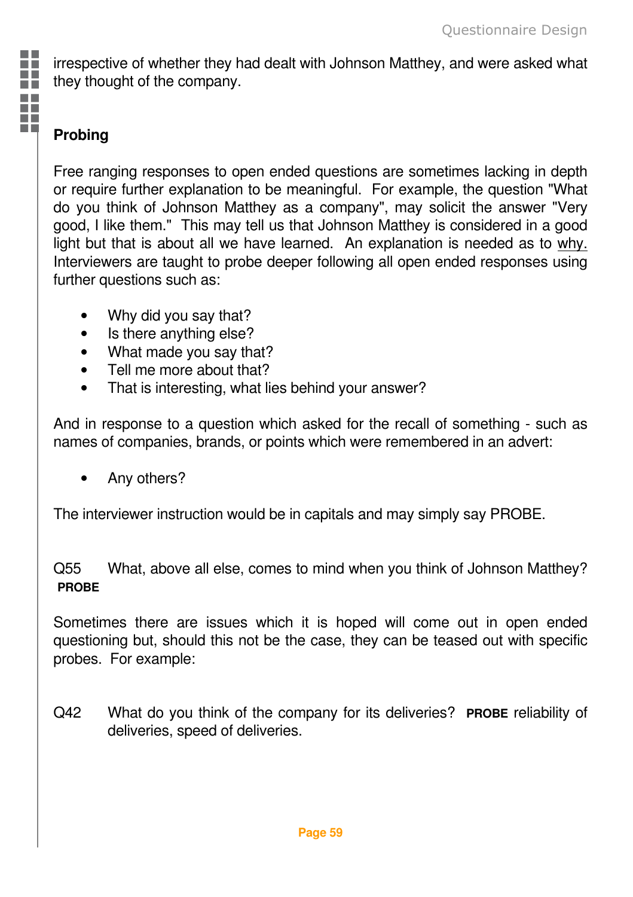irrespective of whether they had dealt with Johnson Matthey, and were asked what they thought of the company.

## Probing

Free ranging responses to open ended questions are sometimes lacking in depth or require further explanation to be meaningful. For example, the question "What do you think of Johnson Matthey as a company", may solicit the answer "Very good, I like them." This may tell us that Johnson Matthey is considered in a good light but that is about all we have learned. An explanation is needed as to why. Interviewers are taught to probe deeper following all open ended responses using further questions such as:

- Why did you say that?
- Is there anything else?
- What made you say that?
- Tell me more about that?
- That is interesting, what lies behind your answer?

And in response to a question which asked for the recall of something - such as names of companies, brands, or points which were remembered in an advert:

- Any others?

The interviewer instruction would be in capitals and may simply say PROBE.

Q55 What, above all else, comes to mind when you think of Johnson Matthey? **PROBE**

Sometimes there are issues which it is hoped will come out in open ended questioning but, should this not be the case, they can be teased out with specific probes. For example:

Q42 What do you think of the company for its deliveries? **PROBE** reliability of deliveries, speed of deliveries.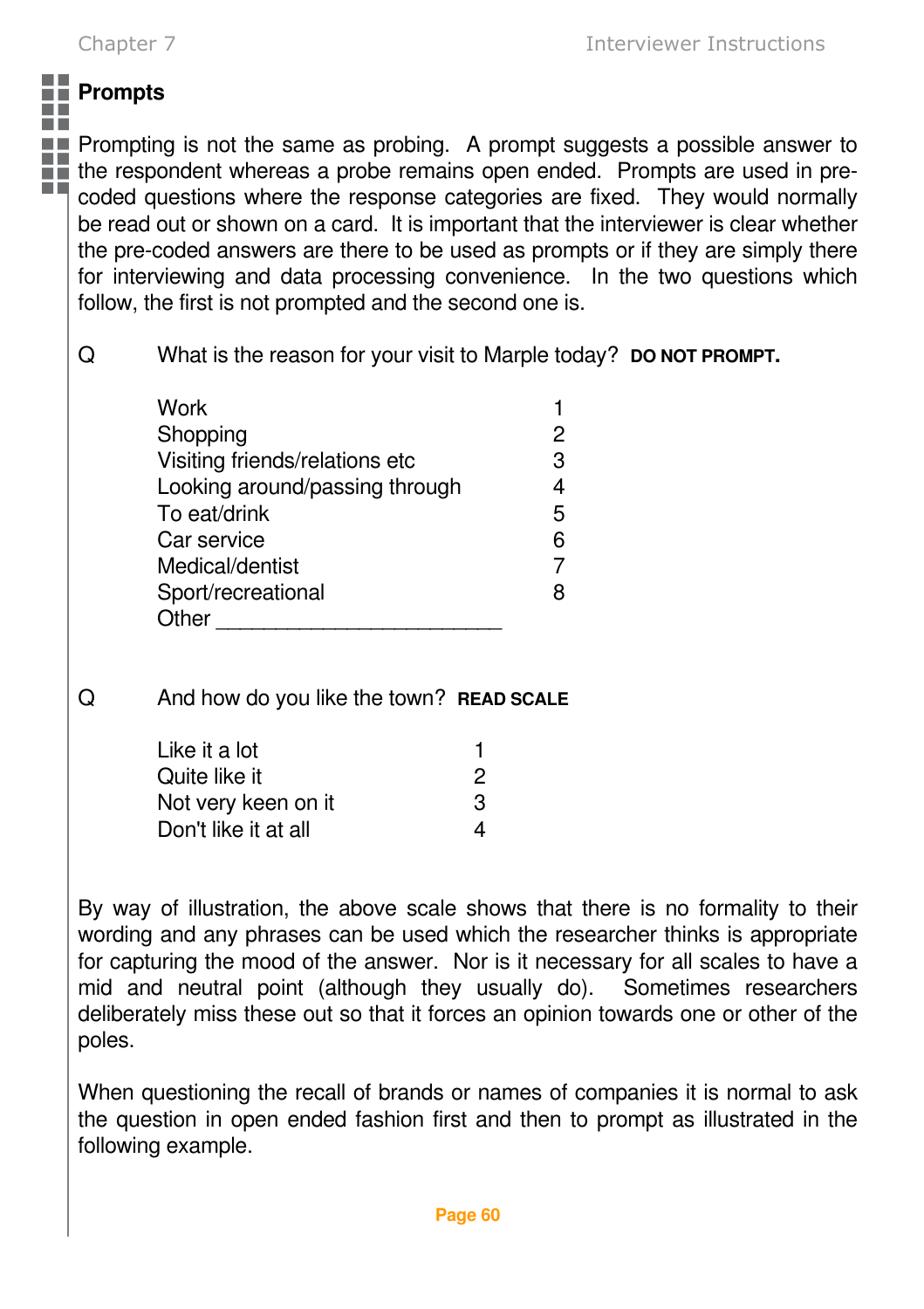## Prompts

Prompting is not the same as probing. A prompt suggests a possible answer to the respondent whereas a probe remains open ended. Prompts are used in pre-coded questions where the response categories are fixed. They would normally be read out or shown on a card. It is important that the interviewer is clear whether the pre-coded answers are there to be used as prompts or if they are simply there for interviewing and data processing convenience. In the two questions which follow, the first is not prompted and the second one is.

Q What is the reason for your visit to Marple today? **DO NOT PROMPT.**

| | |
|---|---|
| Work | 1 |
| Shopping | 2 |
| Visiting friends/relations etc | 3 |
| Looking around/passing through | 4 |
| To eat/drink | 5 |
| Car service | 6 |
| Medical/dentist | 7 |
| Sport/recreational | 8 |
| Other ________________________ | |

Q And how do you like the town? **READ SCALE**

| | |
|---|---|
| Like it a lot | 1 |
| Quite like it | 2 |
| Not very keen on it | 3 |
| Don't like it at all | 4 |

By way of illustration, the above scale shows that there is no formality to their wording and any phrases can be used which the researcher thinks is appropriate for capturing the mood of the answer. Nor is it necessary for all scales to have a mid and neutral point (although they usually do). Sometimes researchers deliberately miss these out so that it forces an opinion towards one or other of the poles.

When questioning the recall of brands or names of companies it is normal to ask the question in open ended fashion first and then to prompt as illustrated in the following example.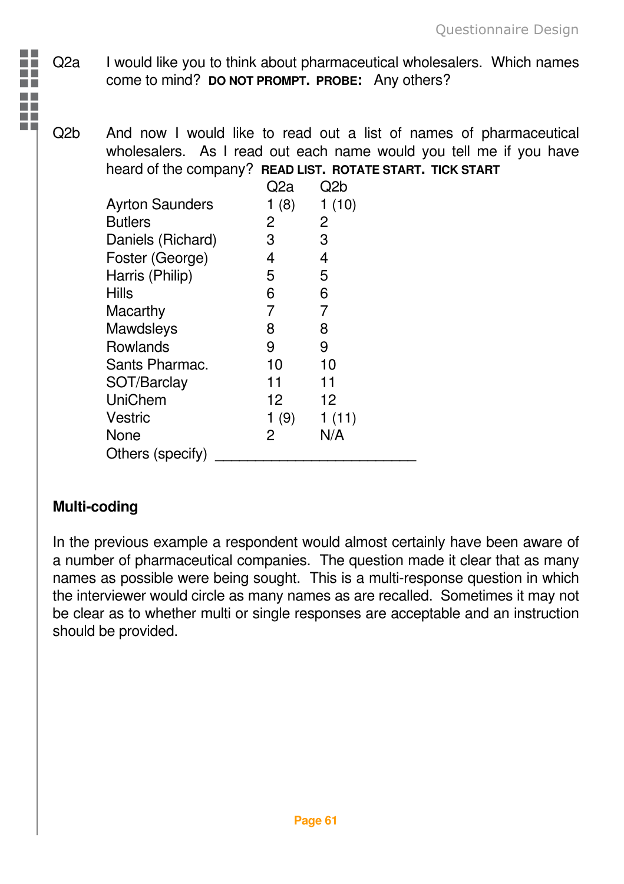Q2a I would like you to think about pharmaceutical wholesalers. Which names come to mind? **DO NOT PROMPT. PROBE:** Any others?

Q2b And now I would like to read out a list of names of pharmaceutical wholesalers. As I read out each name would you tell me if you have heard of the company? **READ LIST. ROTATE START. TICK START**

| | Q2a | Q2b |
|---|---|---|
| Ayrton Saunders | 1 (8) | 1 (10) |
| Butlers | 2 | 2 |
| Daniels (Richard) | 3 | 3 |
| Foster (George) | 4 | 4 |
| Harris (Philip) | 5 | 5 |
| Hills | 6 | 6 |
| Macarthy | 7 | 7 |
| Mawdsleys | 8 | 8 |
| Rowlands | 9 | 9 |
| Sants Pharmac. | 10 | 10 |
| SOT/Barclay | 11 | 11 |
| UniChem | 12 | 12 |
| Vestric | 1 (9) | 1 (11) |
| None | 2 | N/A |
| Others (specify) ________________________ | | |

**Multi-coding**

In the previous example a respondent would almost certainly have been aware of a number of pharmaceutical companies. The question made it clear that as many names as possible were being sought. This is a multi-response question in which the interviewer would circle as many names as are recalled. Sometimes it may not be clear as to whether multi or single responses are acceptable and an instruction should be provided.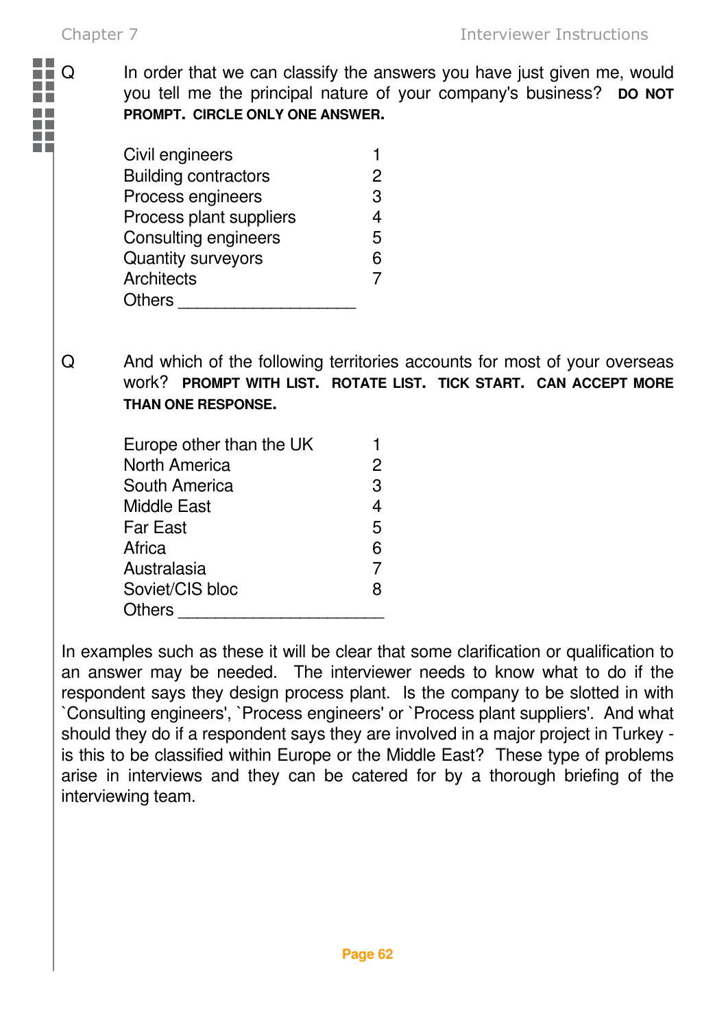Q In order that we can classify the answers you have just given me, would you tell me the principal nature of your company's business? **DO NOT PROMPT. CIRCLE ONLY ONE ANSWER.**

| | |
|---|---|
| Civil engineers | 1 |
| Building contractors | 2 |
| Process engineers | 3 |
| Process plant suppliers | 4 |
| Consulting engineers | 5 |
| Quantity surveyors | 6 |
| Architects | 7 |
| Others ___________________ | |

Q And which of the following territories accounts for most of your overseas work? **PROMPT WITH LIST. ROTATE LIST. TICK START. CAN ACCEPT MORE THAN ONE RESPONSE.**

| | |
|---|---|
| Europe other than the UK | 1 |
| North America | 2 |
| South America | 3 |
| Middle East | 4 |
| Far East | 5 |
| Africa | 6 |
| Australasia | 7 |
| Soviet/CIS bloc | 8 |
| Others ______________________ | |

In examples such as these it will be clear that some clarification or qualification to an answer may be needed. The interviewer needs to know what to do if the respondent says they design process plant. Is the company to be slotted in with `Consulting engineers', `Process engineers' or `Process plant suppliers'. And what should they do if a respondent says they are involved in a major project in Turkey - is this to be classified within Europe or the Middle East? These type of problems arise in interviews and they can be catered for by a thorough briefing of the interviewing team.